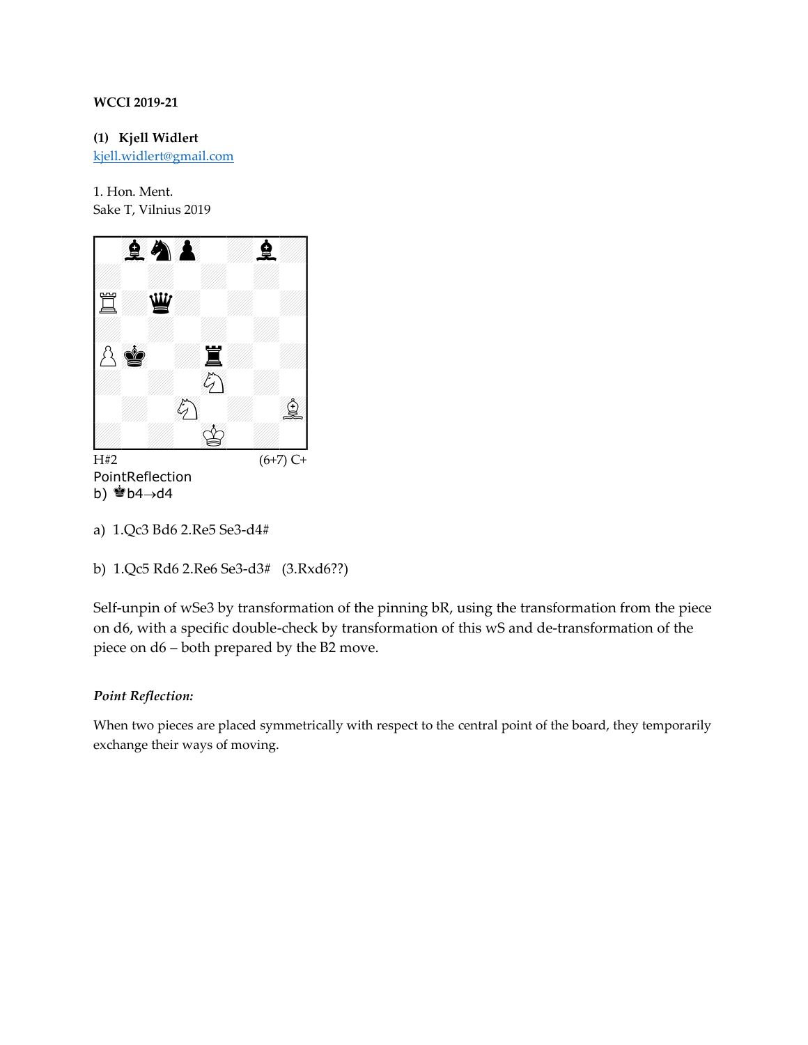**WCCI 2019-21**

**(1) Kjell Widlert**
kjell.widlert@gmail.com

1. Hon. Ment.
Sake T, Vilnius 2019

H#2 (6+7) C+
PointReflection
b) ♚b4→d4

a) 1.Qc3 Bd6 2.Re5 Se3-d4#

b) 1.Qc5 Rd6 2.Re6 Se3-d3# (3.Rxd6??)

Self-unpin of wSe3 by transformation of the pinning bR, using the transformation from the piece on d6, with a specific double-check by transformation of this wS and de-transformation of the piece on d6 – both prepared by the B2 move.

*Point Reflection:*

When two pieces are placed symmetrically with respect to the central point of the board, they temporarily exchange their ways of moving.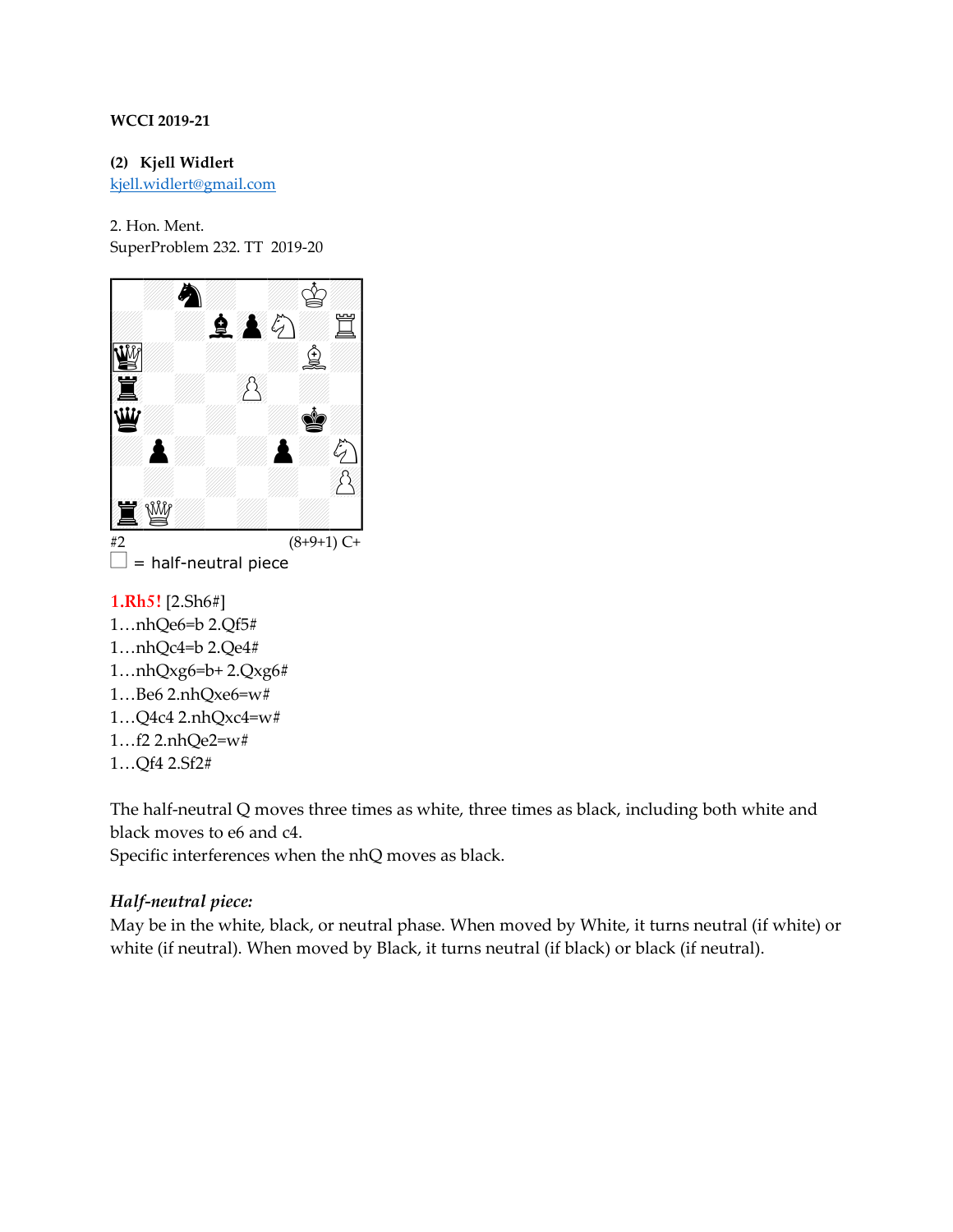**WCCI 2019-21**

**(2) Kjell Widlert**
kjell.widlert@gmail.com

2. Hon. Ment.
SuperProblem 232. TT 2019-20

#2 (8+9+1) C+

= half-neutral piece

**1.Rh5!** [2.Sh6#]
1…nhQe6=b 2.Qf5#
1…nhQc4=b 2.Qe4#
1…nhQxg6=b+ 2.Qxg6#
1…Be6 2.nhQxe6=w#
1…Q4c4 2.nhQxc4=w#
1…f2 2.nhQe2=w#
1…Qf4 2.Sf2#

The half-neutral Q moves three times as white, three times as black, including both white and black moves to e6 and c4.
Specific interferences when the nhQ moves as black.

***Half-neutral piece:***
May be in the white, black, or neutral phase. When moved by White, it turns neutral (if white) or white (if neutral). When moved by Black, it turns neutral (if black) or black (if neutral).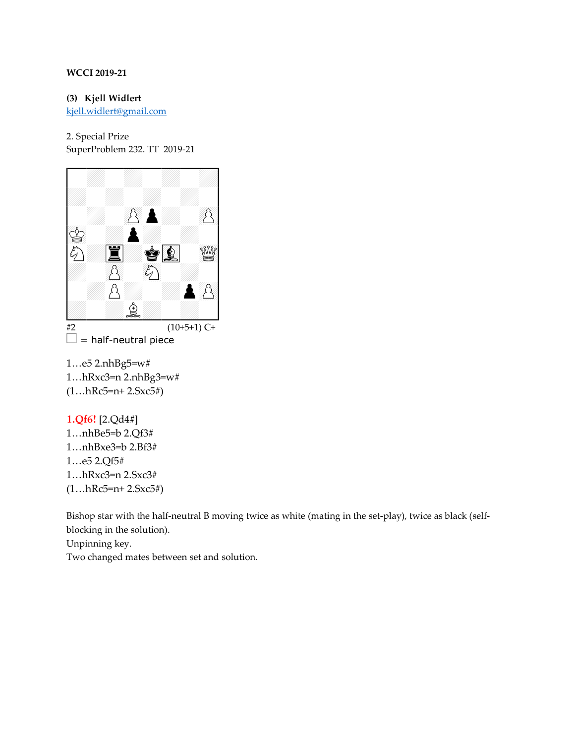**WCCI 2019-21**

**(3) Kjell Widlert**
kjell.widlert@gmail.com

2. Special Prize
SuperProblem 232. TT 2019-21

#2 (10+5+1) C+

= half-neutral piece

1…e5 2.nhBg5=w#
1…hRxc3=n 2.nhBg3=w#
(1…hRc5=n+ 2.Sxc5#)

1.Qf6! [2.Qd4#]
1…nhBe5=b 2.Qf3#
1…nhBxe3=b 2.Bf3#
1…e5 2.Qf5#
1…hRxc3=n 2.Sxc3#
(1…hRc5=n+ 2.Sxc5#)

Bishop star with the half-neutral B moving twice as white (mating in the set-play), twice as black (self-blocking in the solution).
Unpinning key.
Two changed mates between set and solution.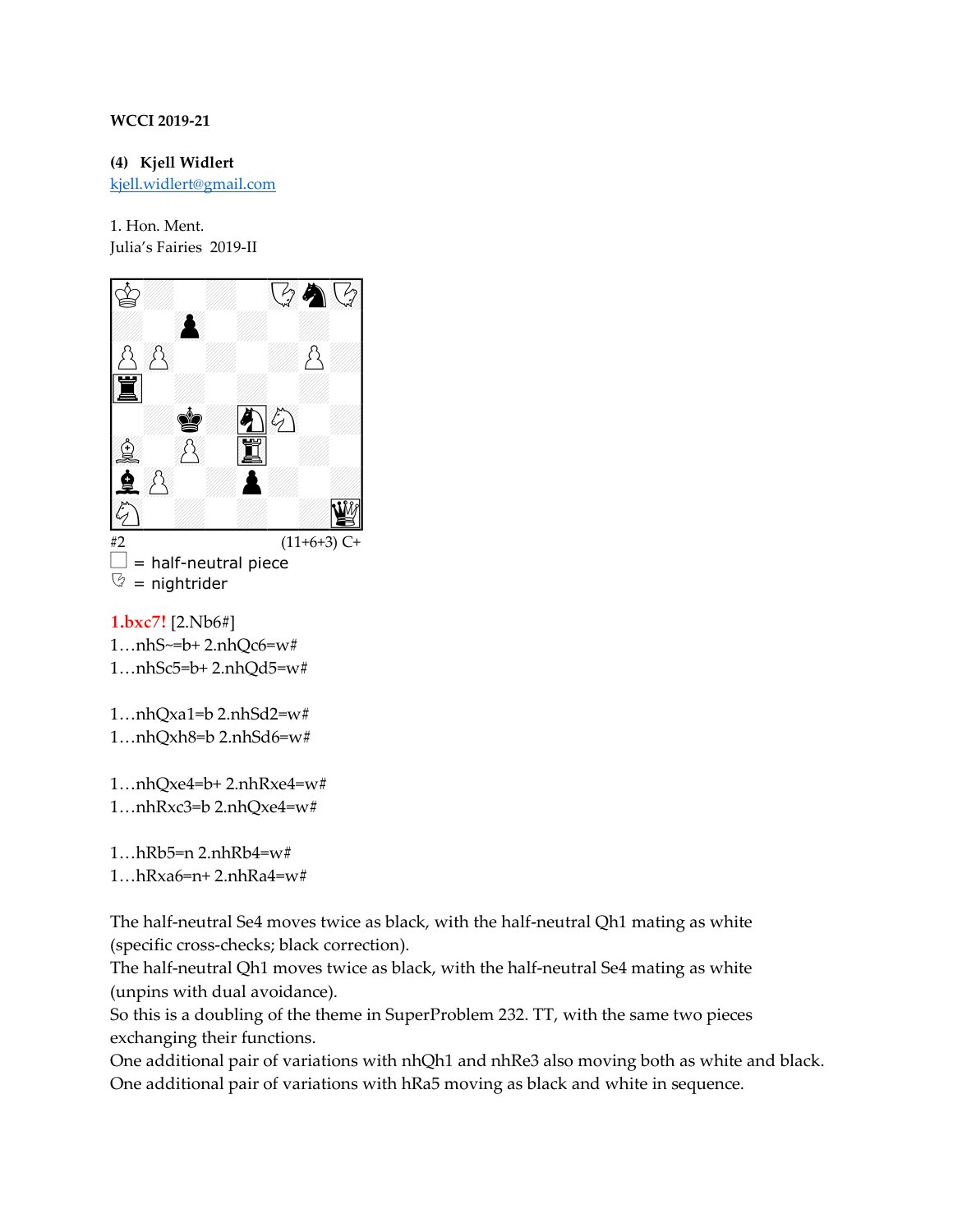**WCCI 2019-21**

**(4) Kjell Widlert**
kjell.widlert@gmail.com

1. Hon. Ment.
Julia's Fairies 2019-II

#2 (11+6+3) C+

= half-neutral piece

= nightrider

**1.bxc7!** [2.Nb6#]
1…nhS~=b+ 2.nhQc6=w#
1…nhSc5=b+ 2.nhQd5=w#

1…nhQxa1=b 2.nhSd2=w#
1…nhQxh8=b 2.nhSd6=w#

1…nhQxe4=b+ 2.nhRxe4=w#
1…nhRxc3=b 2.nhQxe4=w#

1…hRb5=n 2.nhRb4=w#
1…hRxa6=n+ 2.nhRa4=w#

The half-neutral Se4 moves twice as black, with the half-neutral Qh1 mating as white (specific cross-checks; black correction).
The half-neutral Qh1 moves twice as black, with the half-neutral Se4 mating as white (unpins with dual avoidance).
So this is a doubling of the theme in SuperProblem 232. TT, with the same two pieces exchanging their functions.
One additional pair of variations with nhQh1 and nhRe3 also moving both as white and black.
One additional pair of variations with hRa5 moving as black and white in sequence.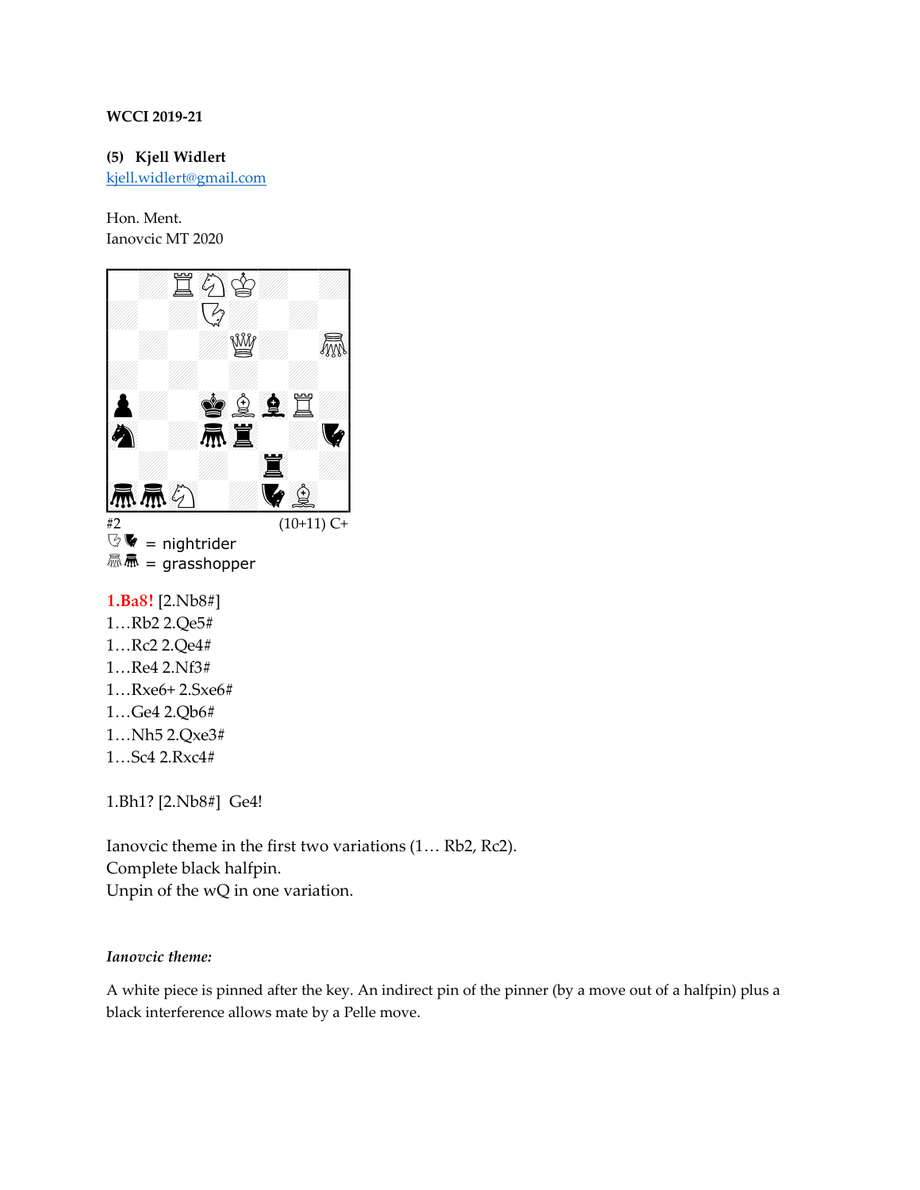**WCCI 2019-21**

**(5) Kjell Widlert**
[kjell.widlert@gmail.com](mailto:kjell.widlert@gmail.com)

Hon. Ment.
Ianovcic MT 2020

#2 (10+11) C+

= nightrider
= grasshopper

**1.Ba8!** [2.Nb8#]
1…Rb2 2.Qe5#
1…Rc2 2.Qe4#
1…Re4 2.Nf3#
1…Rxe6+ 2.Sxe6#
1…Ge4 2.Qb6#
1…Nh5 2.Qxe3#
1…Sc4 2.Rxc4#

1.Bh1? [2.Nb8#] Ge4!

Ianovcic theme in the first two variations (1… Rb2, Rc2).
Complete black halfpin.
Unpin of the wQ in one variation.

*Ianovcic theme:*

A white piece is pinned after the key. An indirect pin of the pinner (by a move out of a halfpin) plus a black interference allows mate by a Pelle move.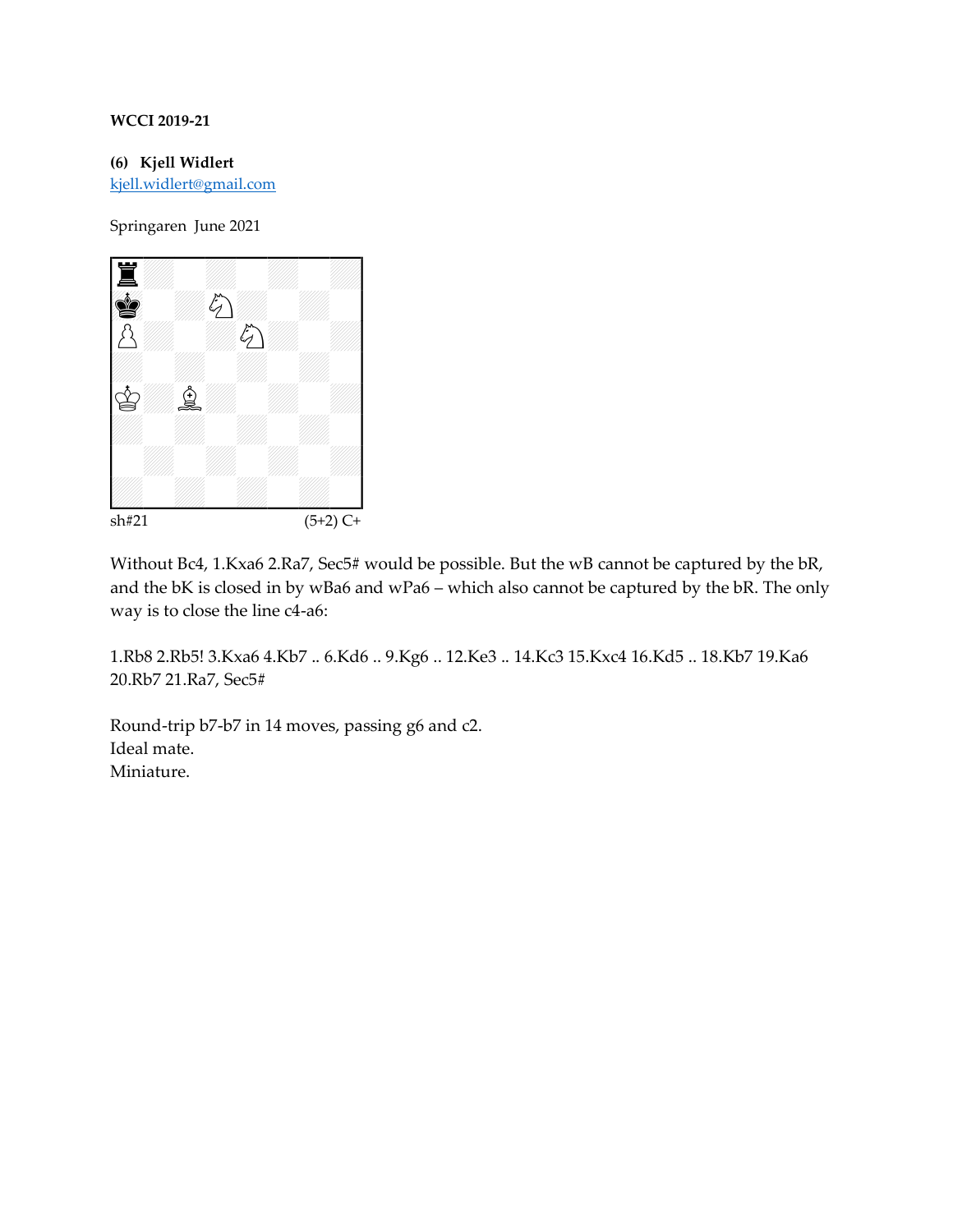**WCCI 2019-21**

**(6) Kjell Widlert**
kjell.widlert@gmail.com

Springaren June 2021

sh#21 (5+2) C+

Without Bc4, 1.Kxa6 2.Ra7, Sec5# would be possible. But the wB cannot be captured by the bR, and the bK is closed in by wBa6 and wPa6 – which also cannot be captured by the bR. The only way is to close the line c4-a6:

1.Rb8 2.Rb5! 3.Kxa6 4.Kb7 .. 6.Kd6 .. 9.Kg6 .. 12.Ke3 .. 14.Kc3 15.Kxc4 16.Kd5 .. 18.Kb7 19.Ka6 20.Rb7 21.Ra7, Sec5#

Round-trip b7-b7 in 14 moves, passing g6 and c2.
Ideal mate.
Miniature.